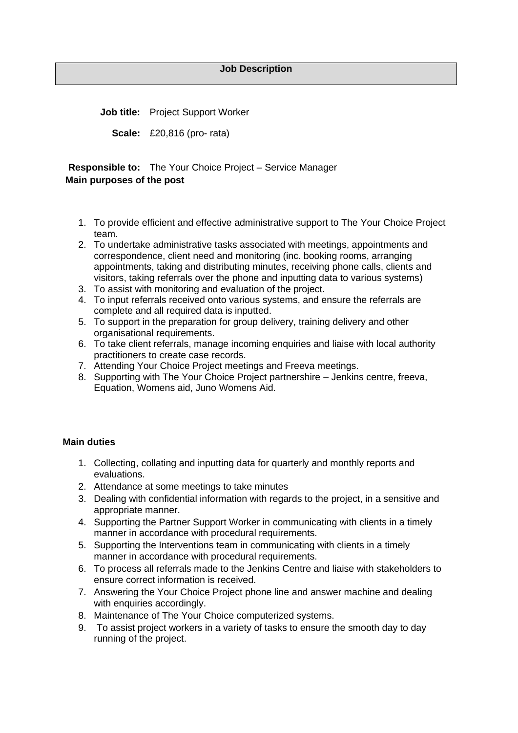# Job Description

**Job title:** Project Support Worker

**Scale:** £20,816 (pro- rata)

**Responsible to:** The Your Choice Project – Service Manager

**Main purposes of the post**

1. To provide efficient and effective administrative support to The Your Choice Project team.
2. To undertake administrative tasks associated with meetings, appointments and correspondence, client need and monitoring (inc. booking rooms, arranging appointments, taking and distributing minutes, receiving phone calls, clients and visitors, taking referrals over the phone and inputting data to various systems)
3. To assist with monitoring and evaluation of the project.
4. To input referrals received onto various systems, and ensure the referrals are complete and all required data is inputted.
5. To support in the preparation for group delivery, training delivery and other organisational requirements.
6. To take client referrals, manage incoming enquiries and liaise with local authority practitioners to create case records.
7. Attending Your Choice Project meetings and Freeva meetings.
8. Supporting with The Your Choice Project partnershire – Jenkins centre, freeva, Equation, Womens aid, Juno Womens Aid.

**Main duties**

1. Collecting, collating and inputting data for quarterly and monthly reports and evaluations.
2. Attendance at some meetings to take minutes
3. Dealing with confidential information with regards to the project, in a sensitive and appropriate manner.
4. Supporting the Partner Support Worker in communicating with clients in a timely manner in accordance with procedural requirements.
5. Supporting the Interventions team in communicating with clients in a timely manner in accordance with procedural requirements.
6. To process all referrals made to the Jenkins Centre and liaise with stakeholders to ensure correct information is received.
7. Answering the Your Choice Project phone line and answer machine and dealing with enquiries accordingly.
8. Maintenance of The Your Choice computerized systems.
9. To assist project workers in a variety of tasks to ensure the smooth day to day running of the project.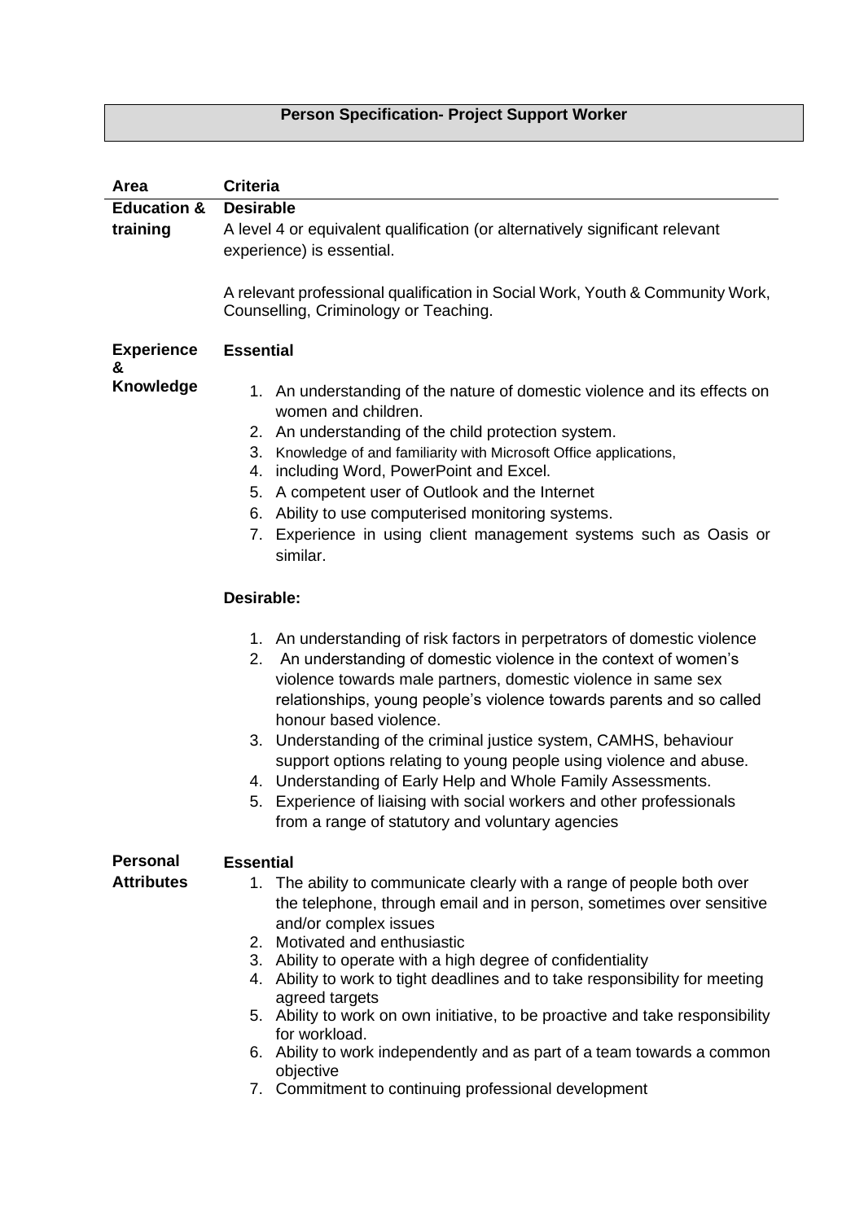## Person Specification- Project Support Worker

| Area | Criteria |
|---|---|
| Education & training | **Desirable**<br>A level 4 or equivalent qualification (or alternatively significant relevant experience) is essential.<br><br>A relevant professional qualification in Social Work, Youth & Community Work, Counselling, Criminology or Teaching. |
| Experience & Knowledge | **Essential**<br>1. An understanding of the nature of domestic violence and its effects on women and children.<br>2. An understanding of the child protection system.<br>3. Knowledge of and familiarity with Microsoft Office applications,<br>4. including Word, PowerPoint and Excel.<br>5. A competent user of Outlook and the Internet<br>6. Ability to use computerised monitoring systems.<br>7. Experience in using client management systems such as Oasis or similar.<br><br>**Desirable:**<br>1. An understanding of risk factors in perpetrators of domestic violence<br>2. An understanding of domestic violence in the context of women's violence towards male partners, domestic violence in same sex relationships, young people's violence towards parents and so called honour based violence.<br>3. Understanding of the criminal justice system, CAMHS, behaviour support options relating to young people using violence and abuse.<br>4. Understanding of Early Help and Whole Family Assessments.<br>5. Experience of liaising with social workers and other professionals from a range of statutory and voluntary agencies |
| Personal Attributes | **Essential**<br>1. The ability to communicate clearly with a range of people both over the telephone, through email and in person, sometimes over sensitive and/or complex issues<br>2. Motivated and enthusiastic<br>3. Ability to operate with a high degree of confidentiality<br>4. Ability to work to tight deadlines and to take responsibility for meeting agreed targets<br>5. Ability to work on own initiative, to be proactive and take responsibility for workload.<br>6. Ability to work independently and as part of a team towards a common objective<br>7. Commitment to continuing professional development |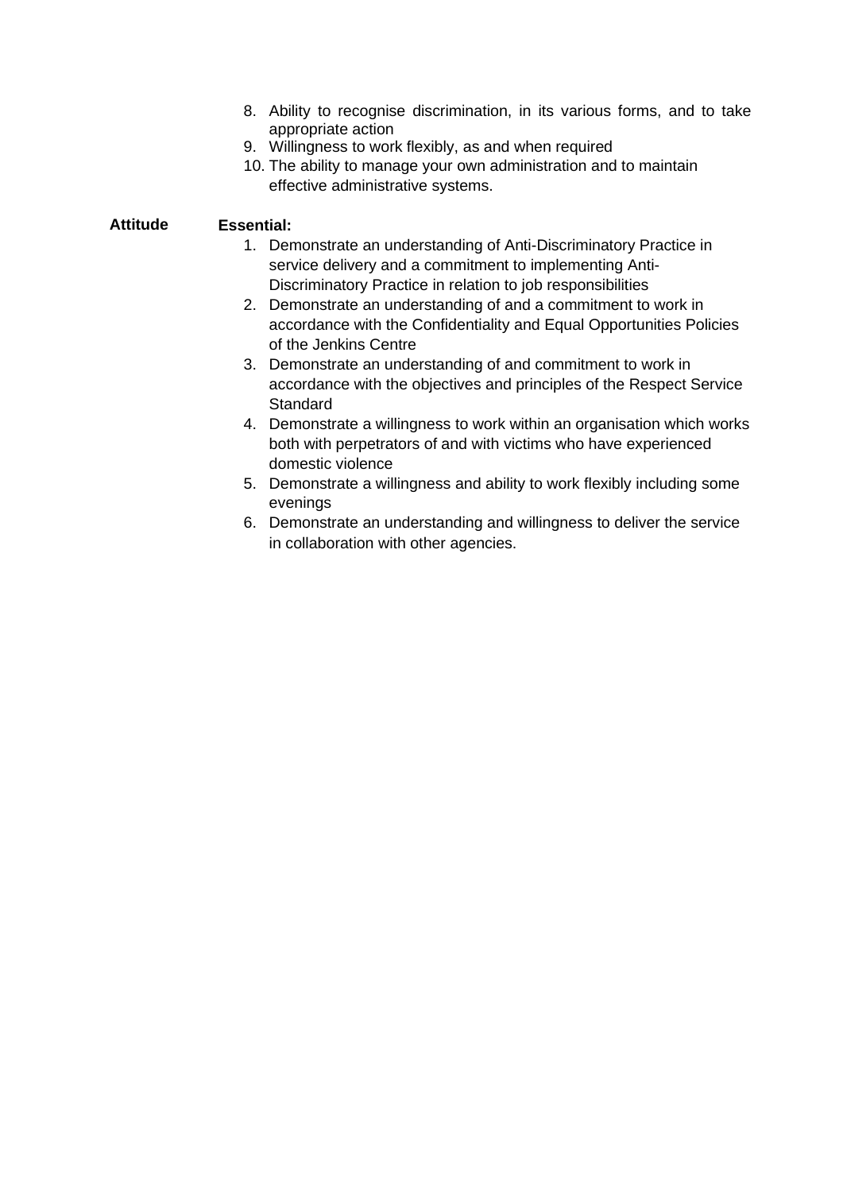8. Ability to recognise discrimination, in its various forms, and to take appropriate action
9. Willingness to work flexibly, as and when required
10. The ability to manage your own administration and to maintain effective administrative systems.

**Attitude** **Essential:**

1. Demonstrate an understanding of Anti-Discriminatory Practice in service delivery and a commitment to implementing Anti-Discriminatory Practice in relation to job responsibilities
2. Demonstrate an understanding of and a commitment to work in accordance with the Confidentiality and Equal Opportunities Policies of the Jenkins Centre
3. Demonstrate an understanding of and commitment to work in accordance with the objectives and principles of the Respect Service Standard
4. Demonstrate a willingness to work within an organisation which works both with perpetrators of and with victims who have experienced domestic violence
5. Demonstrate a willingness and ability to work flexibly including some evenings
6. Demonstrate an understanding and willingness to deliver the service in collaboration with other agencies.